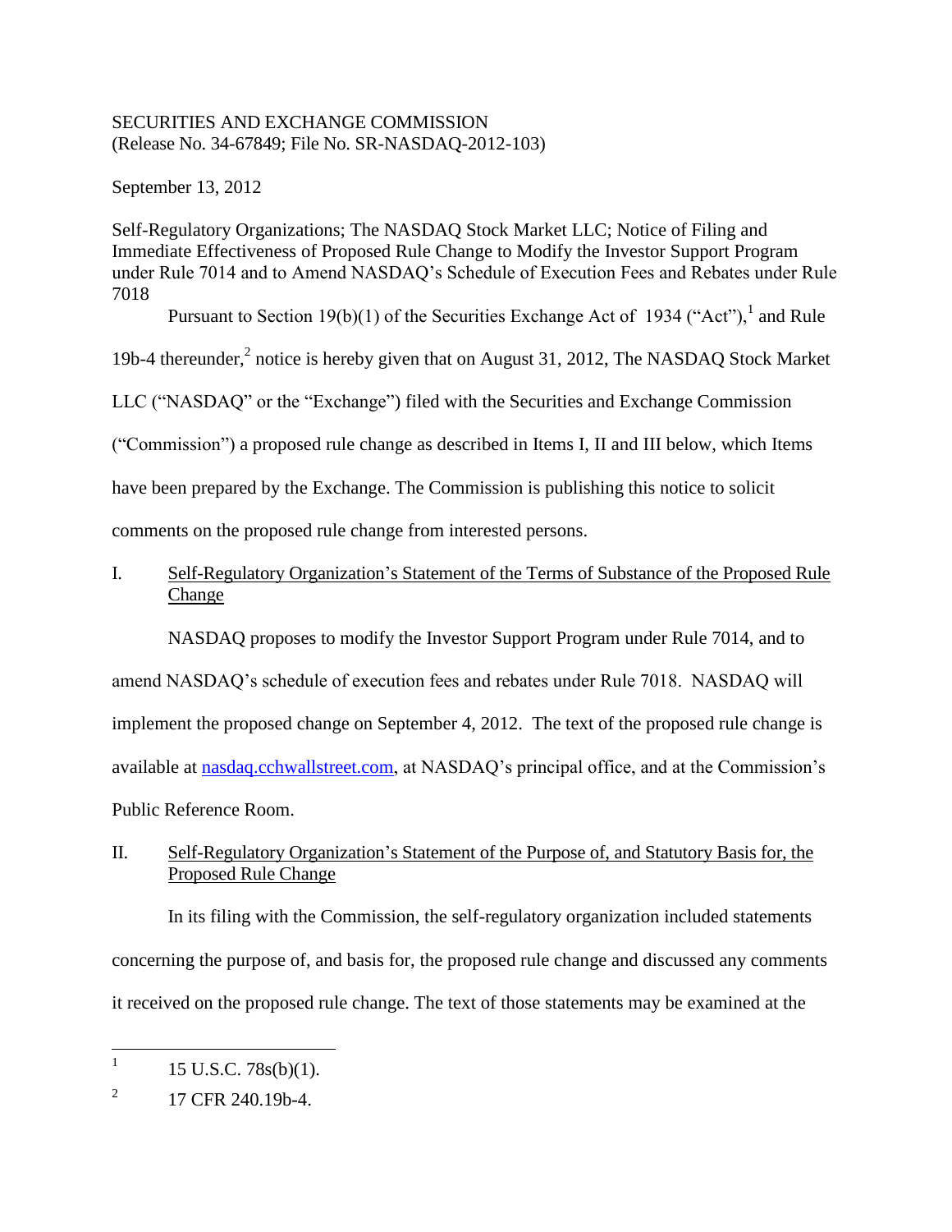SECURITIES AND EXCHANGE COMMISSION
(Release No. 34-67849; File No. SR-NASDAQ-2012-103)

September 13, 2012

Self-Regulatory Organizations; The NASDAQ Stock Market LLC; Notice of Filing and Immediate Effectiveness of Proposed Rule Change to Modify the Investor Support Program under Rule 7014 and to Amend NASDAQ's Schedule of Execution Fees and Rebates under Rule 7018

Pursuant to Section 19(b)(1) of the Securities Exchange Act of 1934 ("Act"),[1] and Rule 19b-4 thereunder,[2] notice is hereby given that on August 31, 2012, The NASDAQ Stock Market LLC ("NASDAQ" or the "Exchange") filed with the Securities and Exchange Commission ("Commission") a proposed rule change as described in Items I, II and III below, which Items have been prepared by the Exchange. The Commission is publishing this notice to solicit comments on the proposed rule change from interested persons.

## I. Self-Regulatory Organization's Statement of the Terms of Substance of the Proposed Rule Change

NASDAQ proposes to modify the Investor Support Program under Rule 7014, and to amend NASDAQ's schedule of execution fees and rebates under Rule 7018. NASDAQ will implement the proposed change on September 4, 2012. The text of the proposed rule change is available at nasdaq.cchwallstreet.com, at NASDAQ's principal office, and at the Commission's Public Reference Room.

## II. Self-Regulatory Organization's Statement of the Purpose of, and Statutory Basis for, the Proposed Rule Change

In its filing with the Commission, the self-regulatory organization included statements concerning the purpose of, and basis for, the proposed rule change and discussed any comments it received on the proposed rule change. The text of those statements may be examined at the

---

[1] 15 U.S.C. 78s(b)(1).

[2] 17 CFR 240.19b-4.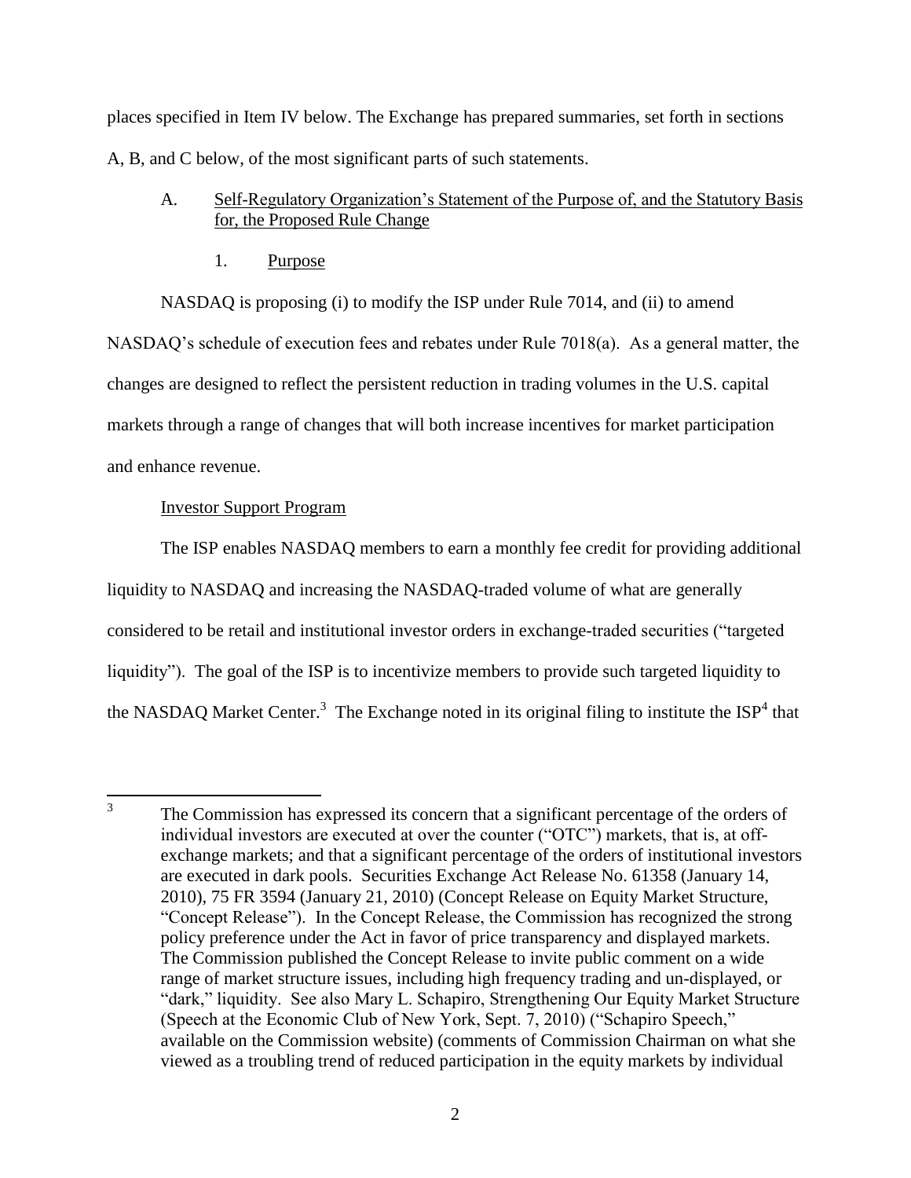places specified in Item IV below. The Exchange has prepared summaries, set forth in sections A, B, and C below, of the most significant parts of such statements.

A. Self-Regulatory Organization's Statement of the Purpose of, and the Statutory Basis for, the Proposed Rule Change

1. Purpose

NASDAQ is proposing (i) to modify the ISP under Rule 7014, and (ii) to amend NASDAQ's schedule of execution fees and rebates under Rule 7018(a). As a general matter, the changes are designed to reflect the persistent reduction in trading volumes in the U.S. capital markets through a range of changes that will both increase incentives for market participation and enhance revenue.

Investor Support Program

The ISP enables NASDAQ members to earn a monthly fee credit for providing additional liquidity to NASDAQ and increasing the NASDAQ-traded volume of what are generally considered to be retail and institutional investor orders in exchange-traded securities ("targeted liquidity"). The goal of the ISP is to incentivize members to provide such targeted liquidity to the NASDAQ Market Center.[3] The Exchange noted in its original filing to institute the ISP[4] that

[3] The Commission has expressed its concern that a significant percentage of the orders of individual investors are executed at over the counter ("OTC") markets, that is, at off-exchange markets; and that a significant percentage of the orders of institutional investors are executed in dark pools. Securities Exchange Act Release No. 61358 (January 14, 2010), 75 FR 3594 (January 21, 2010) (Concept Release on Equity Market Structure, "Concept Release"). In the Concept Release, the Commission has recognized the strong policy preference under the Act in favor of price transparency and displayed markets. The Commission published the Concept Release to invite public comment on a wide range of market structure issues, including high frequency trading and un-displayed, or "dark," liquidity. See also Mary L. Schapiro, Strengthening Our Equity Market Structure (Speech at the Economic Club of New York, Sept. 7, 2010) ("Schapiro Speech," available on the Commission website) (comments of Commission Chairman on what she viewed as a troubling trend of reduced participation in the equity markets by individual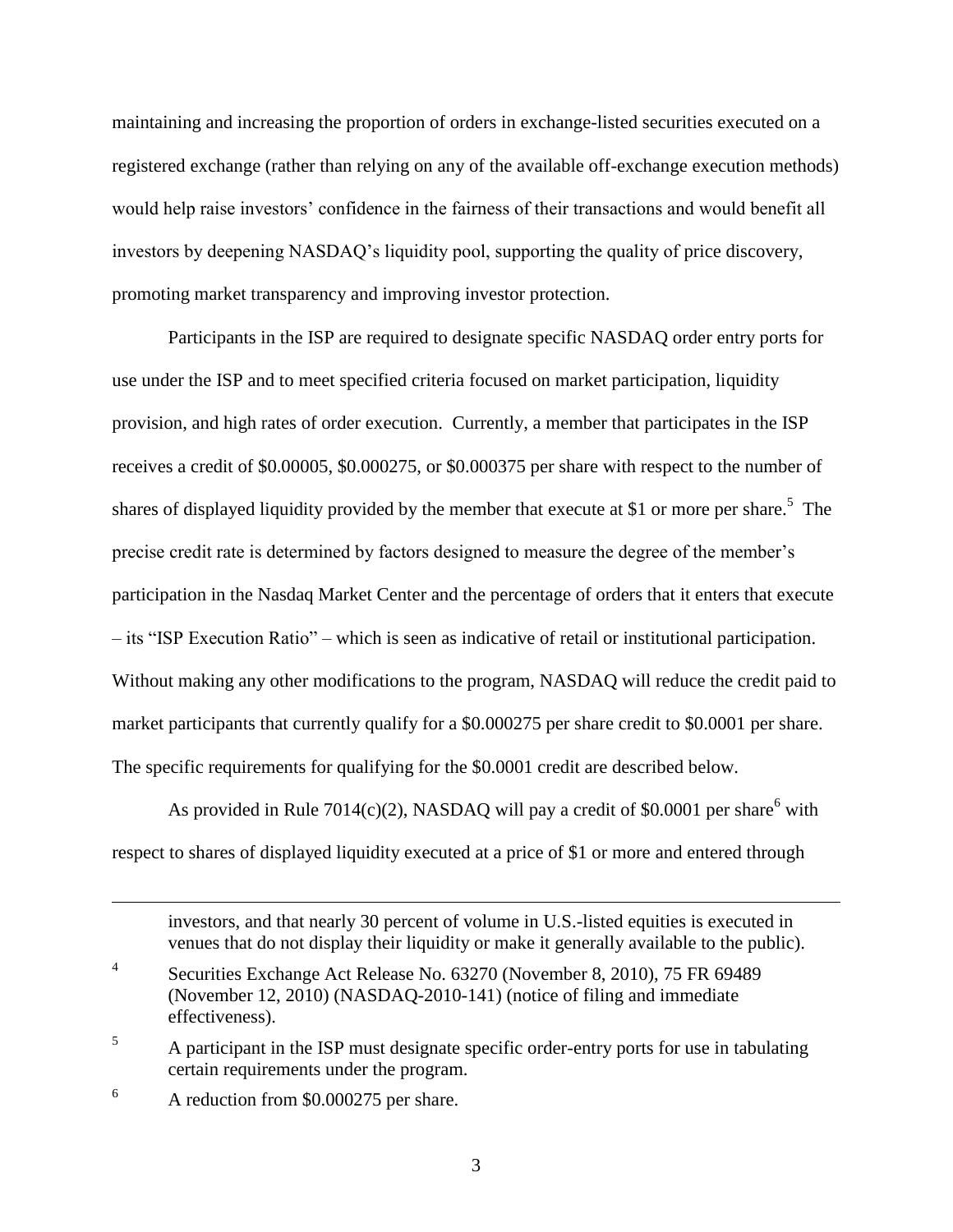maintaining and increasing the proportion of orders in exchange-listed securities executed on a registered exchange (rather than relying on any of the available off-exchange execution methods) would help raise investors' confidence in the fairness of their transactions and would benefit all investors by deepening NASDAQ's liquidity pool, supporting the quality of price discovery, promoting market transparency and improving investor protection.

Participants in the ISP are required to designate specific NASDAQ order entry ports for use under the ISP and to meet specified criteria focused on market participation, liquidity provision, and high rates of order execution. Currently, a member that participates in the ISP receives a credit of $0.00005, $0.000275, or $0.000375 per share with respect to the number of shares of displayed liquidity provided by the member that execute at $1 or more per share.[5] The precise credit rate is determined by factors designed to measure the degree of the member's participation in the Nasdaq Market Center and the percentage of orders that it enters that execute – its "ISP Execution Ratio" – which is seen as indicative of retail or institutional participation. Without making any other modifications to the program, NASDAQ will reduce the credit paid to market participants that currently qualify for a $0.000275 per share credit to $0.0001 per share. The specific requirements for qualifying for the $0.0001 credit are described below.

As provided in Rule 7014(c)(2), NASDAQ will pay a credit of $0.0001 per share[6] with respect to shares of displayed liquidity executed at a price of $1 or more and entered through

---

investors, and that nearly 30 percent of volume in U.S.-listed equities is executed in venues that do not display their liquidity or make it generally available to the public).

[4] Securities Exchange Act Release No. 63270 (November 8, 2010), 75 FR 69489 (November 12, 2010) (NASDAQ-2010-141) (notice of filing and immediate effectiveness).

[5] A participant in the ISP must designate specific order-entry ports for use in tabulating certain requirements under the program.

[6] A reduction from $0.000275 per share.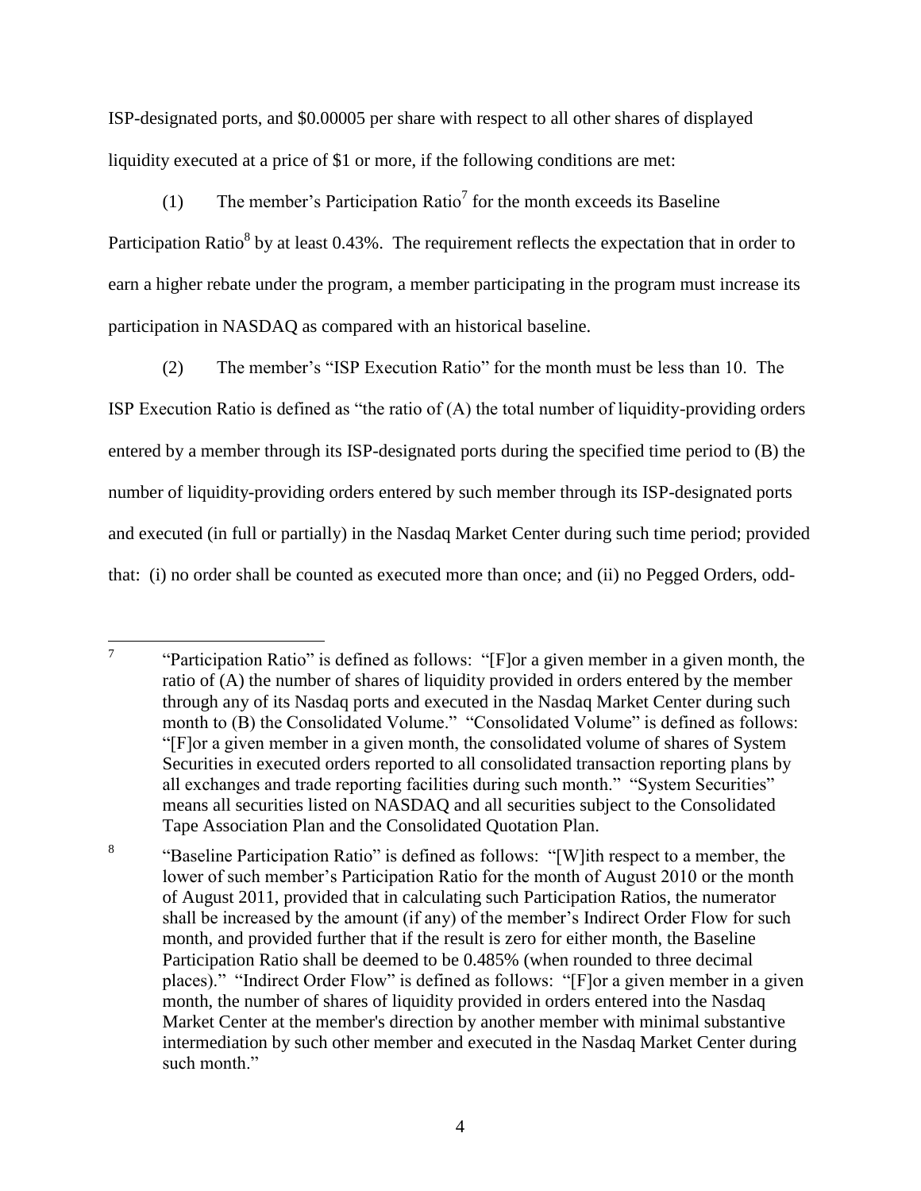ISP-designated ports, and $0.00005 per share with respect to all other shares of displayed liquidity executed at a price of $1 or more, if the following conditions are met:

(1) The member's Participation Ratio[7] for the month exceeds its Baseline Participation Ratio[8] by at least 0.43%. The requirement reflects the expectation that in order to earn a higher rebate under the program, a member participating in the program must increase its participation in NASDAQ as compared with an historical baseline.

(2) The member's "ISP Execution Ratio" for the month must be less than 10. The ISP Execution Ratio is defined as "the ratio of (A) the total number of liquidity-providing orders entered by a member through its ISP-designated ports during the specified time period to (B) the number of liquidity-providing orders entered by such member through its ISP-designated ports and executed (in full or partially) in the Nasdaq Market Center during such time period; provided that: (i) no order shall be counted as executed more than once; and (ii) no Pegged Orders, odd-

---

[7] "Participation Ratio" is defined as follows: "[F]or a given member in a given month, the ratio of (A) the number of shares of liquidity provided in orders entered by the member through any of its Nasdaq ports and executed in the Nasdaq Market Center during such month to (B) the Consolidated Volume." "Consolidated Volume" is defined as follows: "[F]or a given member in a given month, the consolidated volume of shares of System Securities in executed orders reported to all consolidated transaction reporting plans by all exchanges and trade reporting facilities during such month." "System Securities" means all securities listed on NASDAQ and all securities subject to the Consolidated Tape Association Plan and the Consolidated Quotation Plan.

[8] "Baseline Participation Ratio" is defined as follows: "[W]ith respect to a member, the lower of such member's Participation Ratio for the month of August 2010 or the month of August 2011, provided that in calculating such Participation Ratios, the numerator shall be increased by the amount (if any) of the member's Indirect Order Flow for such month, and provided further that if the result is zero for either month, the Baseline Participation Ratio shall be deemed to be 0.485% (when rounded to three decimal places)." "Indirect Order Flow" is defined as follows: "[F]or a given member in a given month, the number of shares of liquidity provided in orders entered into the Nasdaq Market Center at the member's direction by another member with minimal substantive intermediation by such other member and executed in the Nasdaq Market Center during such month."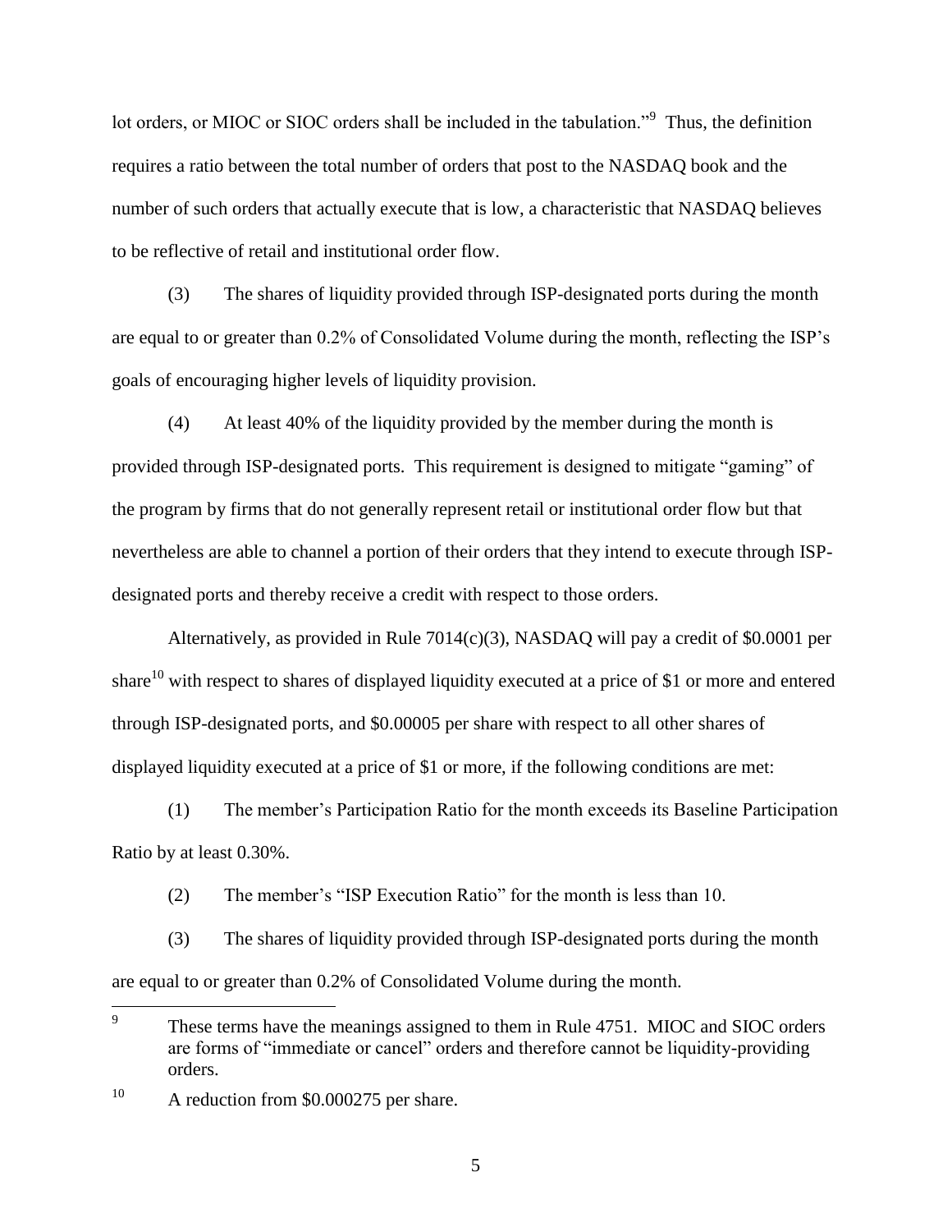lot orders, or MIOC or SIOC orders shall be included in the tabulation."[9] Thus, the definition requires a ratio between the total number of orders that post to the NASDAQ book and the number of such orders that actually execute that is low, a characteristic that NASDAQ believes to be reflective of retail and institutional order flow.

(3) The shares of liquidity provided through ISP-designated ports during the month are equal to or greater than 0.2% of Consolidated Volume during the month, reflecting the ISP's goals of encouraging higher levels of liquidity provision.

(4) At least 40% of the liquidity provided by the member during the month is provided through ISP-designated ports. This requirement is designed to mitigate "gaming" of the program by firms that do not generally represent retail or institutional order flow but that nevertheless are able to channel a portion of their orders that they intend to execute through ISP-designated ports and thereby receive a credit with respect to those orders.

Alternatively, as provided in Rule 7014(c)(3), NASDAQ will pay a credit of $0.0001 per share[10] with respect to shares of displayed liquidity executed at a price of $1 or more and entered through ISP-designated ports, and $0.00005 per share with respect to all other shares of displayed liquidity executed at a price of $1 or more, if the following conditions are met:

(1) The member's Participation Ratio for the month exceeds its Baseline Participation Ratio by at least 0.30%.

(2) The member's "ISP Execution Ratio" for the month is less than 10.

(3) The shares of liquidity provided through ISP-designated ports during the month are equal to or greater than 0.2% of Consolidated Volume during the month.

---

[9] These terms have the meanings assigned to them in Rule 4751. MIOC and SIOC orders are forms of "immediate or cancel" orders and therefore cannot be liquidity-providing orders.

[10] A reduction from $0.000275 per share.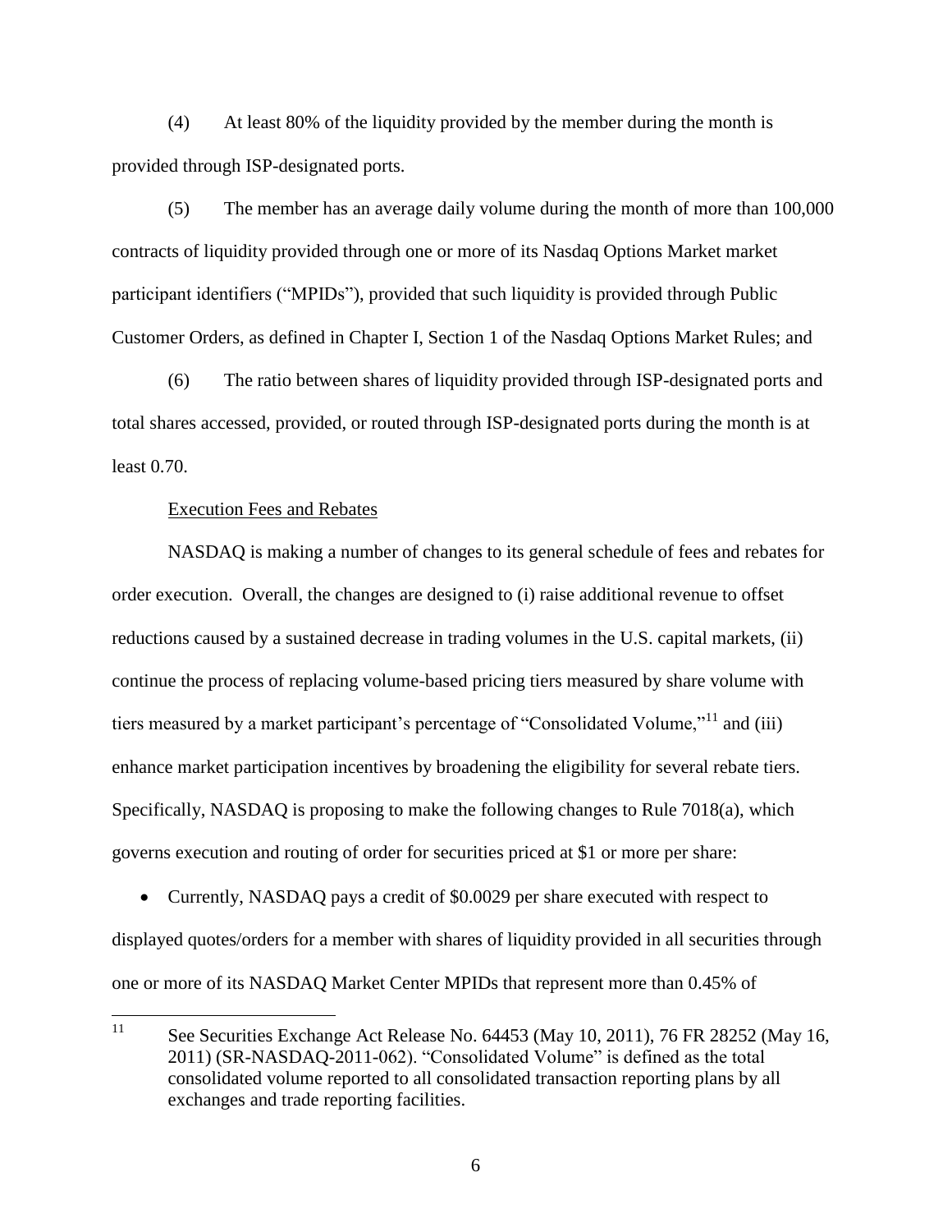(4) At least 80% of the liquidity provided by the member during the month is provided through ISP-designated ports.

(5) The member has an average daily volume during the month of more than 100,000 contracts of liquidity provided through one or more of its Nasdaq Options Market market participant identifiers ("MPIDs"), provided that such liquidity is provided through Public Customer Orders, as defined in Chapter I, Section 1 of the Nasdaq Options Market Rules; and

(6) The ratio between shares of liquidity provided through ISP-designated ports and total shares accessed, provided, or routed through ISP-designated ports during the month is at least 0.70.

Execution Fees and Rebates

NASDAQ is making a number of changes to its general schedule of fees and rebates for order execution. Overall, the changes are designed to (i) raise additional revenue to offset reductions caused by a sustained decrease in trading volumes in the U.S. capital markets, (ii) continue the process of replacing volume-based pricing tiers measured by share volume with tiers measured by a market participant's percentage of "Consolidated Volume,"[11] and (iii) enhance market participation incentives by broadening the eligibility for several rebate tiers. Specifically, NASDAQ is proposing to make the following changes to Rule 7018(a), which governs execution and routing of order for securities priced at $1 or more per share:

- Currently, NASDAQ pays a credit of $0.0029 per share executed with respect to displayed quotes/orders for a member with shares of liquidity provided in all securities through one or more of its NASDAQ Market Center MPIDs that represent more than 0.45% of

[11] See Securities Exchange Act Release No. 64453 (May 10, 2011), 76 FR 28252 (May 16, 2011) (SR-NASDAQ-2011-062). "Consolidated Volume" is defined as the total consolidated volume reported to all consolidated transaction reporting plans by all exchanges and trade reporting facilities.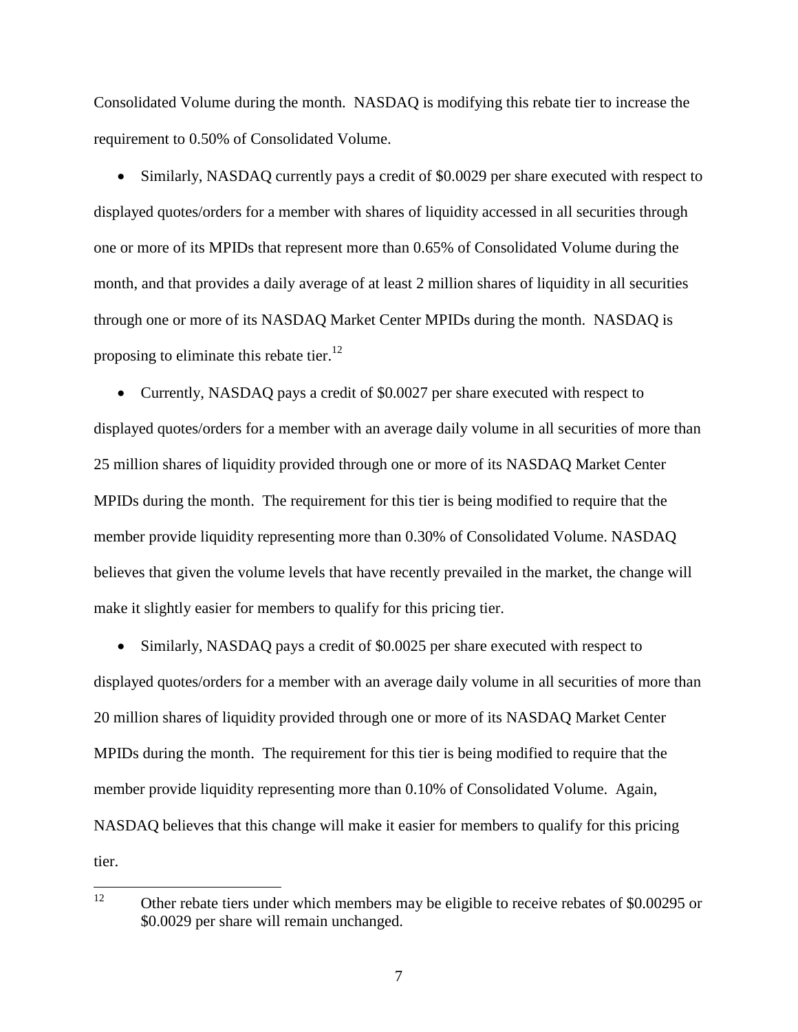Consolidated Volume during the month. NASDAQ is modifying this rebate tier to increase the requirement to 0.50% of Consolidated Volume.

- Similarly, NASDAQ currently pays a credit of $0.0029 per share executed with respect to displayed quotes/orders for a member with shares of liquidity accessed in all securities through one or more of its MPIDs that represent more than 0.65% of Consolidated Volume during the month, and that provides a daily average of at least 2 million shares of liquidity in all securities through one or more of its NASDAQ Market Center MPIDs during the month. NASDAQ is proposing to eliminate this rebate tier.[12]

- Currently, NASDAQ pays a credit of $0.0027 per share executed with respect to displayed quotes/orders for a member with an average daily volume in all securities of more than 25 million shares of liquidity provided through one or more of its NASDAQ Market Center MPIDs during the month. The requirement for this tier is being modified to require that the member provide liquidity representing more than 0.30% of Consolidated Volume. NASDAQ believes that given the volume levels that have recently prevailed in the market, the change will make it slightly easier for members to qualify for this pricing tier.

- Similarly, NASDAQ pays a credit of $0.0025 per share executed with respect to displayed quotes/orders for a member with an average daily volume in all securities of more than 20 million shares of liquidity provided through one or more of its NASDAQ Market Center MPIDs during the month. The requirement for this tier is being modified to require that the member provide liquidity representing more than 0.10% of Consolidated Volume. Again, NASDAQ believes that this change will make it easier for members to qualify for this pricing tier.

---

[12] Other rebate tiers under which members may be eligible to receive rebates of $0.00295 or $0.0029 per share will remain unchanged.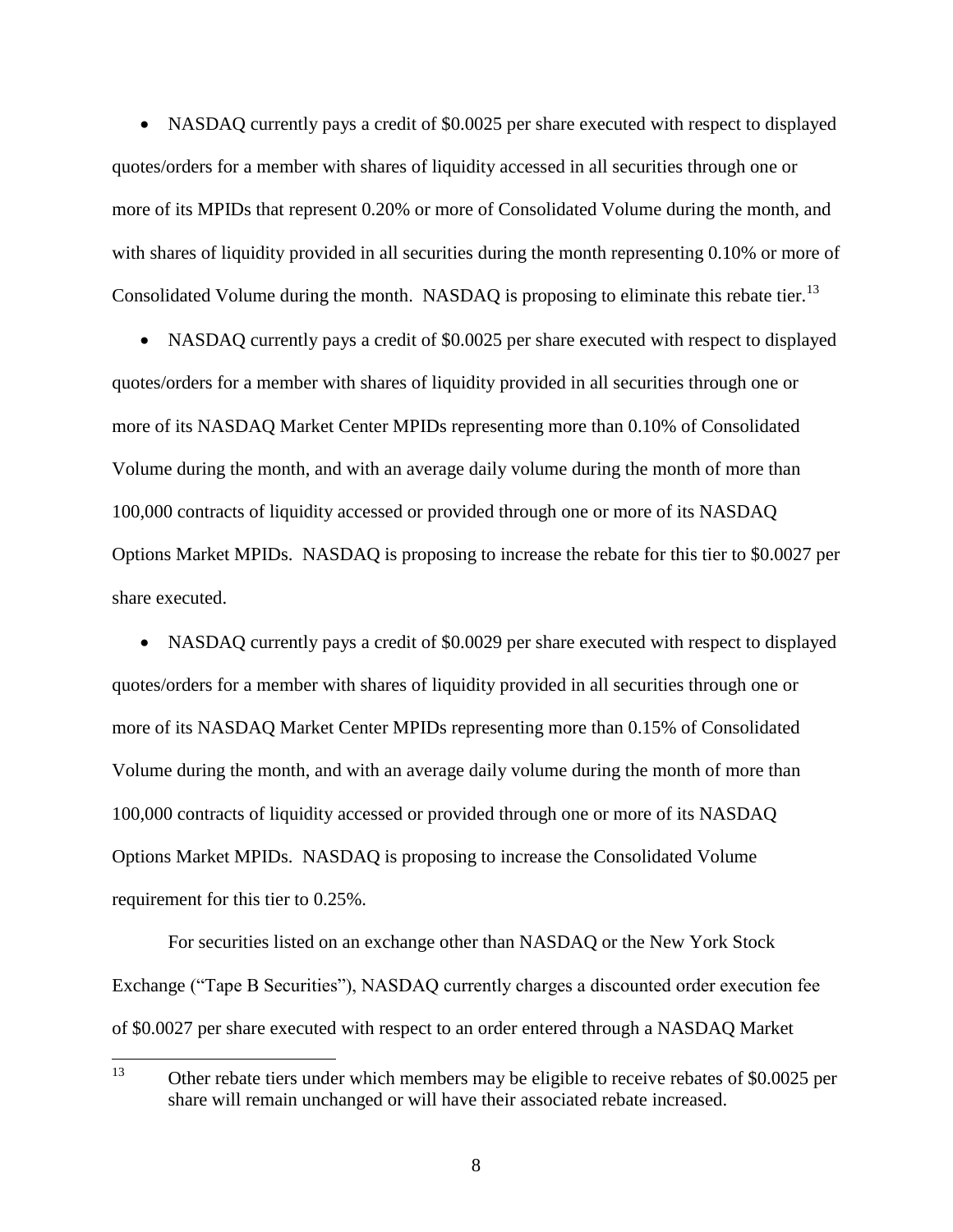- NASDAQ currently pays a credit of $0.0025 per share executed with respect to displayed quotes/orders for a member with shares of liquidity accessed in all securities through one or more of its MPIDs that represent 0.20% or more of Consolidated Volume during the month, and with shares of liquidity provided in all securities during the month representing 0.10% or more of Consolidated Volume during the month. NASDAQ is proposing to eliminate this rebate tier.[13]

- NASDAQ currently pays a credit of $0.0025 per share executed with respect to displayed quotes/orders for a member with shares of liquidity provided in all securities through one or more of its NASDAQ Market Center MPIDs representing more than 0.10% of Consolidated Volume during the month, and with an average daily volume during the month of more than 100,000 contracts of liquidity accessed or provided through one or more of its NASDAQ Options Market MPIDs. NASDAQ is proposing to increase the rebate for this tier to $0.0027 per share executed.

- NASDAQ currently pays a credit of $0.0029 per share executed with respect to displayed quotes/orders for a member with shares of liquidity provided in all securities through one or more of its NASDAQ Market Center MPIDs representing more than 0.15% of Consolidated Volume during the month, and with an average daily volume during the month of more than 100,000 contracts of liquidity accessed or provided through one or more of its NASDAQ Options Market MPIDs. NASDAQ is proposing to increase the Consolidated Volume requirement for this tier to 0.25%.

For securities listed on an exchange other than NASDAQ or the New York Stock Exchange ("Tape B Securities"), NASDAQ currently charges a discounted order execution fee of $0.0027 per share executed with respect to an order entered through a NASDAQ Market

---

[13] Other rebate tiers under which members may be eligible to receive rebates of $0.0025 per share will remain unchanged or will have their associated rebate increased.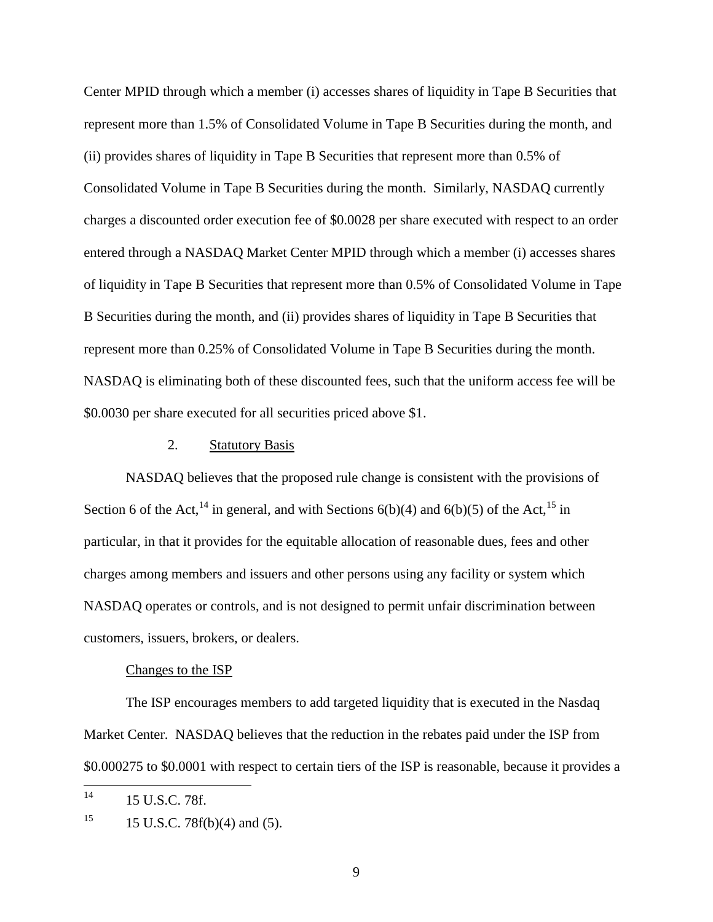Center MPID through which a member (i) accesses shares of liquidity in Tape B Securities that represent more than 1.5% of Consolidated Volume in Tape B Securities during the month, and (ii) provides shares of liquidity in Tape B Securities that represent more than 0.5% of Consolidated Volume in Tape B Securities during the month. Similarly, NASDAQ currently charges a discounted order execution fee of $0.0028 per share executed with respect to an order entered through a NASDAQ Market Center MPID through which a member (i) accesses shares of liquidity in Tape B Securities that represent more than 0.5% of Consolidated Volume in Tape B Securities during the month, and (ii) provides shares of liquidity in Tape B Securities that represent more than 0.25% of Consolidated Volume in Tape B Securities during the month. NASDAQ is eliminating both of these discounted fees, such that the uniform access fee will be $0.0030 per share executed for all securities priced above $1.

### 2. Statutory Basis

NASDAQ believes that the proposed rule change is consistent with the provisions of Section 6 of the Act,[14] in general, and with Sections 6(b)(4) and 6(b)(5) of the Act,[15] in particular, in that it provides for the equitable allocation of reasonable dues, fees and other charges among members and issuers and other persons using any facility or system which NASDAQ operates or controls, and is not designed to permit unfair discrimination between customers, issuers, brokers, or dealers.

Changes to the ISP

The ISP encourages members to add targeted liquidity that is executed in the Nasdaq Market Center. NASDAQ believes that the reduction in the rebates paid under the ISP from $0.000275 to $0.0001 with respect to certain tiers of the ISP is reasonable, because it provides a

---

[14] 15 U.S.C. 78f.

[15] 15 U.S.C. 78f(b)(4) and (5).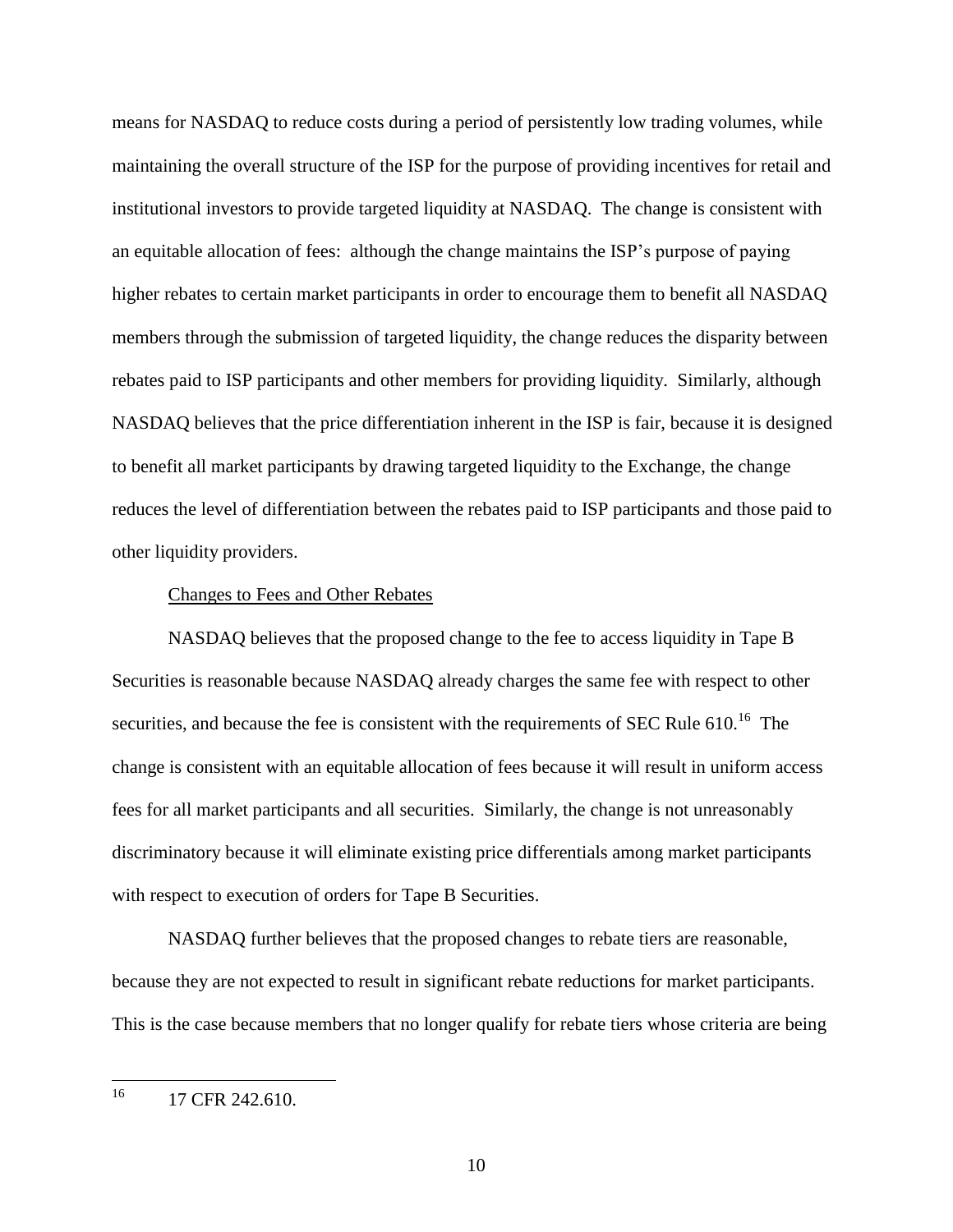means for NASDAQ to reduce costs during a period of persistently low trading volumes, while maintaining the overall structure of the ISP for the purpose of providing incentives for retail and institutional investors to provide targeted liquidity at NASDAQ. The change is consistent with an equitable allocation of fees: although the change maintains the ISP's purpose of paying higher rebates to certain market participants in order to encourage them to benefit all NASDAQ members through the submission of targeted liquidity, the change reduces the disparity between rebates paid to ISP participants and other members for providing liquidity. Similarly, although NASDAQ believes that the price differentiation inherent in the ISP is fair, because it is designed to benefit all market participants by drawing targeted liquidity to the Exchange, the change reduces the level of differentiation between the rebates paid to ISP participants and those paid to other liquidity providers.

Changes to Fees and Other Rebates

NASDAQ believes that the proposed change to the fee to access liquidity in Tape B Securities is reasonable because NASDAQ already charges the same fee with respect to other securities, and because the fee is consistent with the requirements of SEC Rule 610.[16] The change is consistent with an equitable allocation of fees because it will result in uniform access fees for all market participants and all securities. Similarly, the change is not unreasonably discriminatory because it will eliminate existing price differentials among market participants with respect to execution of orders for Tape B Securities.

NASDAQ further believes that the proposed changes to rebate tiers are reasonable, because they are not expected to result in significant rebate reductions for market participants. This is the case because members that no longer qualify for rebate tiers whose criteria are being

[16] 17 CFR 242.610.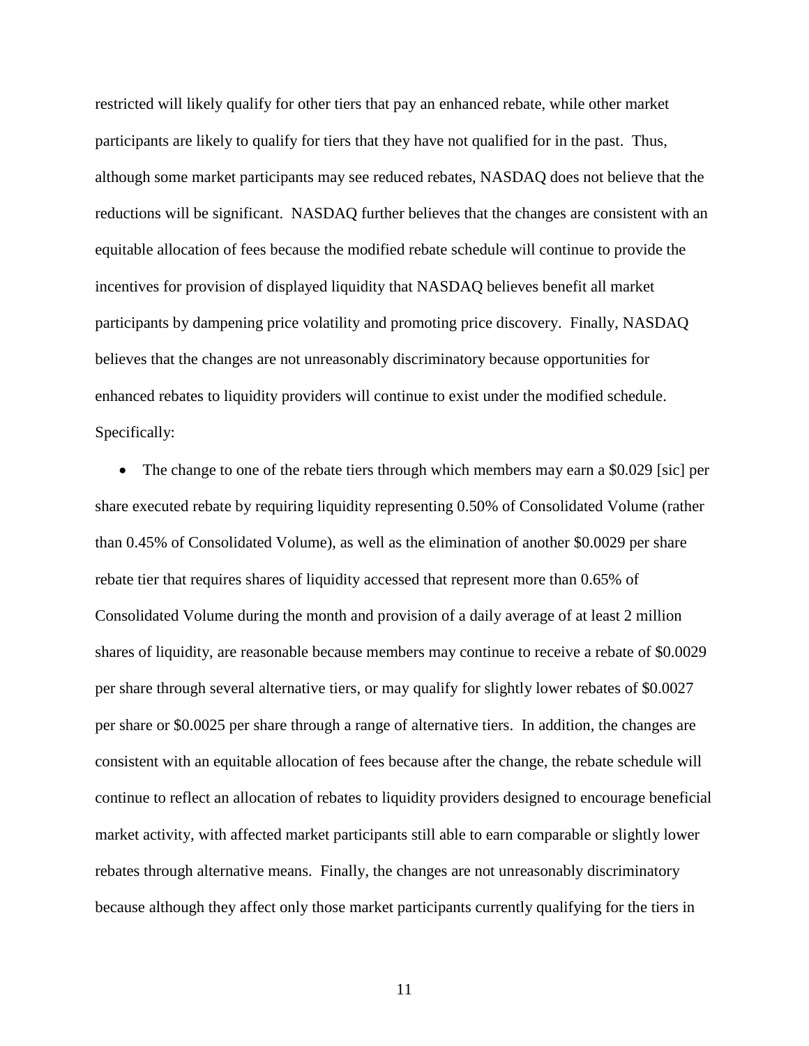restricted will likely qualify for other tiers that pay an enhanced rebate, while other market participants are likely to qualify for tiers that they have not qualified for in the past. Thus, although some market participants may see reduced rebates, NASDAQ does not believe that the reductions will be significant. NASDAQ further believes that the changes are consistent with an equitable allocation of fees because the modified rebate schedule will continue to provide the incentives for provision of displayed liquidity that NASDAQ believes benefit all market participants by dampening price volatility and promoting price discovery. Finally, NASDAQ believes that the changes are not unreasonably discriminatory because opportunities for enhanced rebates to liquidity providers will continue to exist under the modified schedule. Specifically:

- The change to one of the rebate tiers through which members may earn a $0.029 [sic] per share executed rebate by requiring liquidity representing 0.50% of Consolidated Volume (rather than 0.45% of Consolidated Volume), as well as the elimination of another $0.0029 per share rebate tier that requires shares of liquidity accessed that represent more than 0.65% of Consolidated Volume during the month and provision of a daily average of at least 2 million shares of liquidity, are reasonable because members may continue to receive a rebate of $0.0029 per share through several alternative tiers, or may qualify for slightly lower rebates of $0.0027 per share or $0.0025 per share through a range of alternative tiers. In addition, the changes are consistent with an equitable allocation of fees because after the change, the rebate schedule will continue to reflect an allocation of rebates to liquidity providers designed to encourage beneficial market activity, with affected market participants still able to earn comparable or slightly lower rebates through alternative means. Finally, the changes are not unreasonably discriminatory because although they affect only those market participants currently qualifying for the tiers in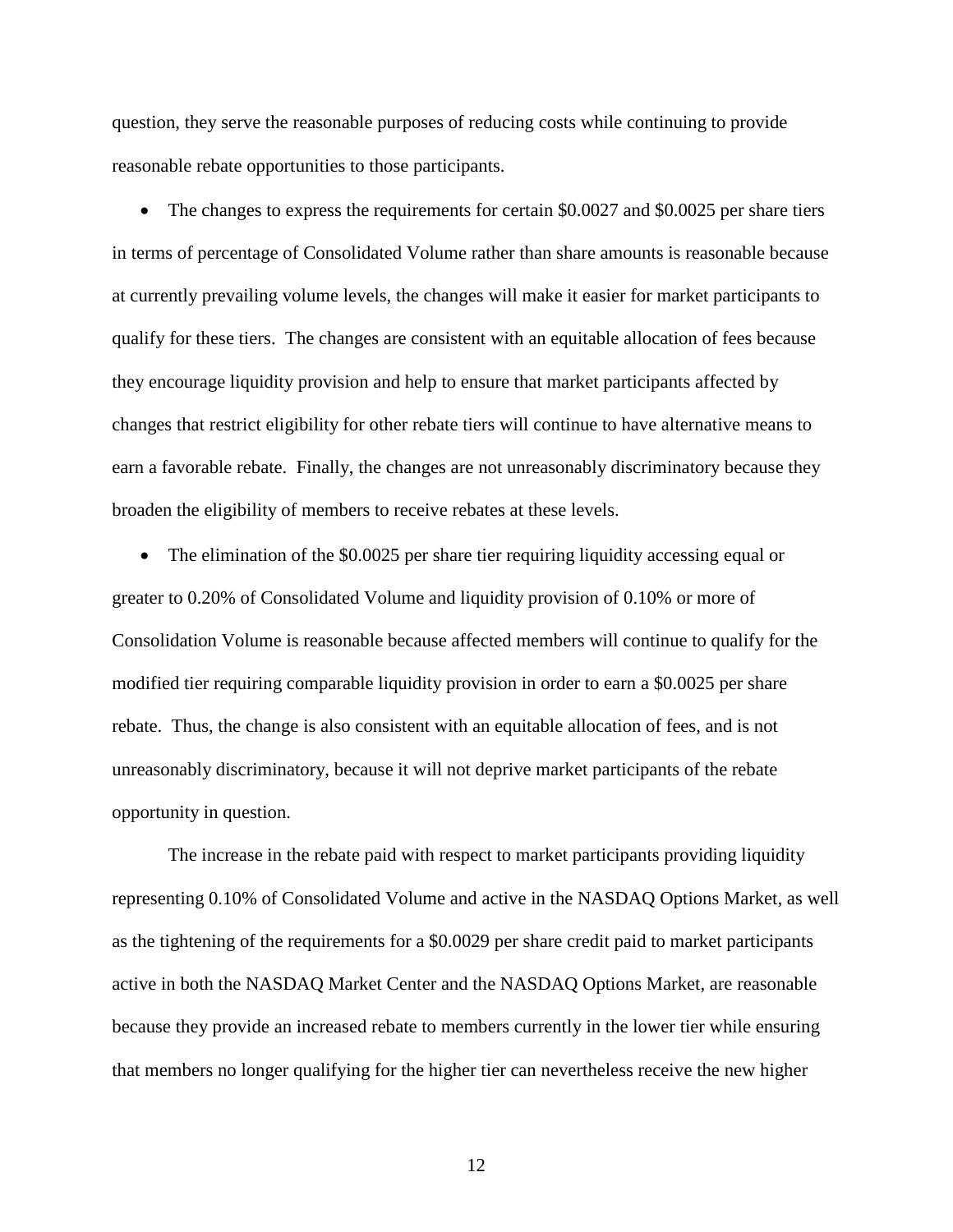question, they serve the reasonable purposes of reducing costs while continuing to provide reasonable rebate opportunities to those participants.

- The changes to express the requirements for certain $0.0027 and $0.0025 per share tiers in terms of percentage of Consolidated Volume rather than share amounts is reasonable because at currently prevailing volume levels, the changes will make it easier for market participants to qualify for these tiers. The changes are consistent with an equitable allocation of fees because they encourage liquidity provision and help to ensure that market participants affected by changes that restrict eligibility for other rebate tiers will continue to have alternative means to earn a favorable rebate. Finally, the changes are not unreasonably discriminatory because they broaden the eligibility of members to receive rebates at these levels.

- The elimination of the $0.0025 per share tier requiring liquidity accessing equal or greater to 0.20% of Consolidated Volume and liquidity provision of 0.10% or more of Consolidation Volume is reasonable because affected members will continue to qualify for the modified tier requiring comparable liquidity provision in order to earn a $0.0025 per share rebate. Thus, the change is also consistent with an equitable allocation of fees, and is not unreasonably discriminatory, because it will not deprive market participants of the rebate opportunity in question.

The increase in the rebate paid with respect to market participants providing liquidity representing 0.10% of Consolidated Volume and active in the NASDAQ Options Market, as well as the tightening of the requirements for a $0.0029 per share credit paid to market participants active in both the NASDAQ Market Center and the NASDAQ Options Market, are reasonable because they provide an increased rebate to members currently in the lower tier while ensuring that members no longer qualifying for the higher tier can nevertheless receive the new higher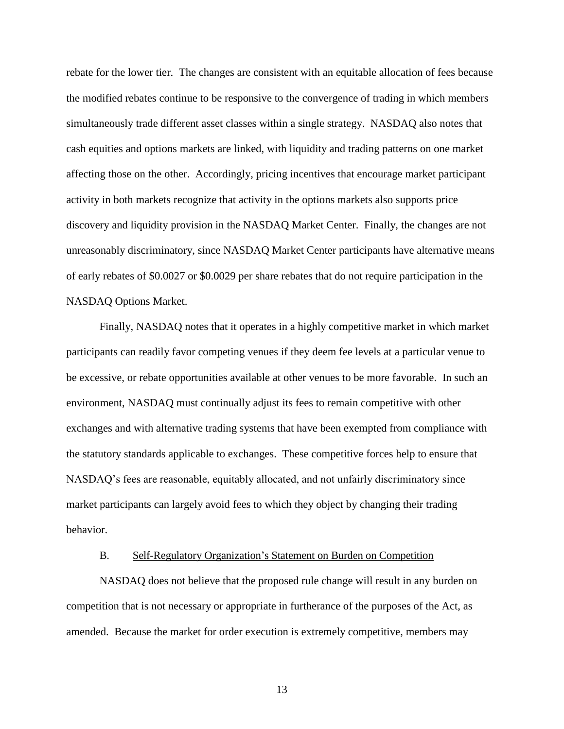rebate for the lower tier. The changes are consistent with an equitable allocation of fees because the modified rebates continue to be responsive to the convergence of trading in which members simultaneously trade different asset classes within a single strategy. NASDAQ also notes that cash equities and options markets are linked, with liquidity and trading patterns on one market affecting those on the other. Accordingly, pricing incentives that encourage market participant activity in both markets recognize that activity in the options markets also supports price discovery and liquidity provision in the NASDAQ Market Center. Finally, the changes are not unreasonably discriminatory, since NASDAQ Market Center participants have alternative means of early rebates of \$0.0027 or \$0.0029 per share rebates that do not require participation in the NASDAQ Options Market.

Finally, NASDAQ notes that it operates in a highly competitive market in which market participants can readily favor competing venues if they deem fee levels at a particular venue to be excessive, or rebate opportunities available at other venues to be more favorable. In such an environment, NASDAQ must continually adjust its fees to remain competitive with other exchanges and with alternative trading systems that have been exempted from compliance with the statutory standards applicable to exchanges. These competitive forces help to ensure that NASDAQ's fees are reasonable, equitably allocated, and not unfairly discriminatory since market participants can largely avoid fees to which they object by changing their trading behavior.

B. Self-Regulatory Organization's Statement on Burden on Competition

NASDAQ does not believe that the proposed rule change will result in any burden on competition that is not necessary or appropriate in furtherance of the purposes of the Act, as amended. Because the market for order execution is extremely competitive, members may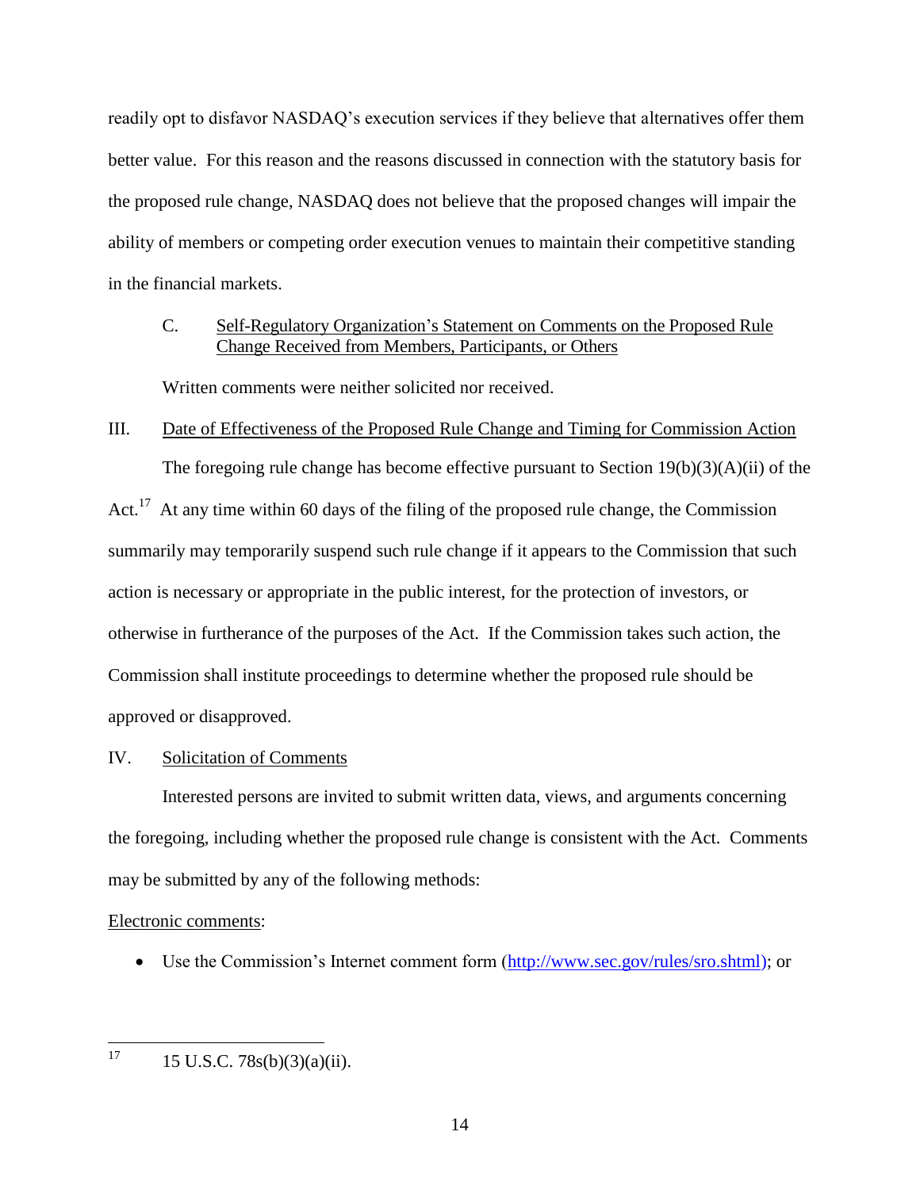readily opt to disfavor NASDAQ's execution services if they believe that alternatives offer them better value. For this reason and the reasons discussed in connection with the statutory basis for the proposed rule change, NASDAQ does not believe that the proposed changes will impair the ability of members or competing order execution venues to maintain their competitive standing in the financial markets.

C. Self-Regulatory Organization's Statement on Comments on the Proposed Rule Change Received from Members, Participants, or Others

Written comments were neither solicited nor received.

## III. Date of Effectiveness of the Proposed Rule Change and Timing for Commission Action

The foregoing rule change has become effective pursuant to Section 19(b)(3)(A)(ii) of the Act.[17] At any time within 60 days of the filing of the proposed rule change, the Commission summarily may temporarily suspend such rule change if it appears to the Commission that such action is necessary or appropriate in the public interest, for the protection of investors, or otherwise in furtherance of the purposes of the Act. If the Commission takes such action, the Commission shall institute proceedings to determine whether the proposed rule should be approved or disapproved.

## IV. Solicitation of Comments

Interested persons are invited to submit written data, views, and arguments concerning the foregoing, including whether the proposed rule change is consistent with the Act. Comments may be submitted by any of the following methods:

Electronic comments:

- Use the Commission's Internet comment form (http://www.sec.gov/rules/sro.shtml); or

---

[17] 15 U.S.C. 78s(b)(3)(a)(ii).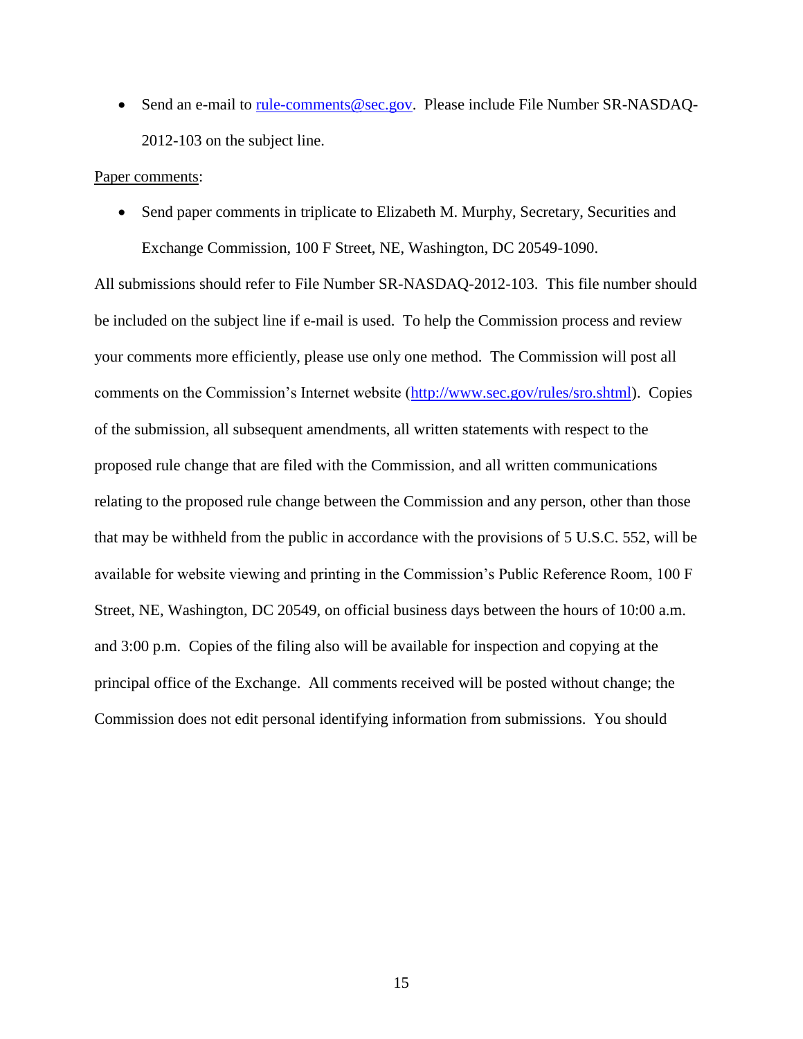- Send an e-mail to rule-comments@sec.gov. Please include File Number SR-NASDAQ-2012-103 on the subject line.

Paper comments:

- Send paper comments in triplicate to Elizabeth M. Murphy, Secretary, Securities and Exchange Commission, 100 F Street, NE, Washington, DC 20549-1090.

All submissions should refer to File Number SR-NASDAQ-2012-103. This file number should be included on the subject line if e-mail is used. To help the Commission process and review your comments more efficiently, please use only one method. The Commission will post all comments on the Commission's Internet website (http://www.sec.gov/rules/sro.shtml). Copies of the submission, all subsequent amendments, all written statements with respect to the proposed rule change that are filed with the Commission, and all written communications relating to the proposed rule change between the Commission and any person, other than those that may be withheld from the public in accordance with the provisions of 5 U.S.C. 552, will be available for website viewing and printing in the Commission's Public Reference Room, 100 F Street, NE, Washington, DC 20549, on official business days between the hours of 10:00 a.m. and 3:00 p.m. Copies of the filing also will be available for inspection and copying at the principal office of the Exchange. All comments received will be posted without change; the Commission does not edit personal identifying information from submissions. You should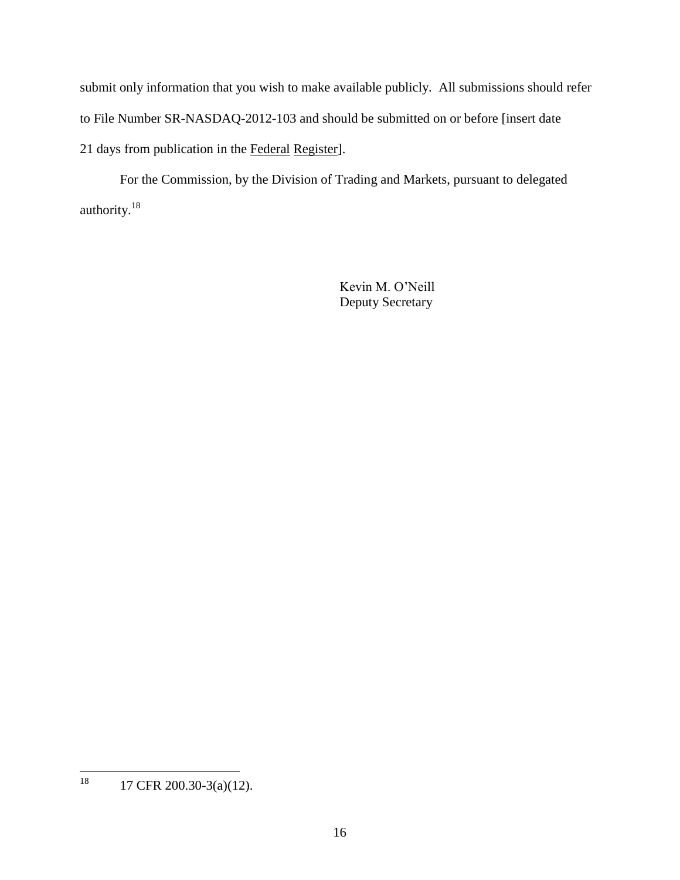submit only information that you wish to make available publicly. All submissions should refer to File Number SR-NASDAQ-2012-103 and should be submitted on or before [insert date 21 days from publication in the Federal Register].

For the Commission, by the Division of Trading and Markets, pursuant to delegated authority.[18]

Kevin M. O'Neill
Deputy Secretary

---

[18] 17 CFR 200.30-3(a)(12).